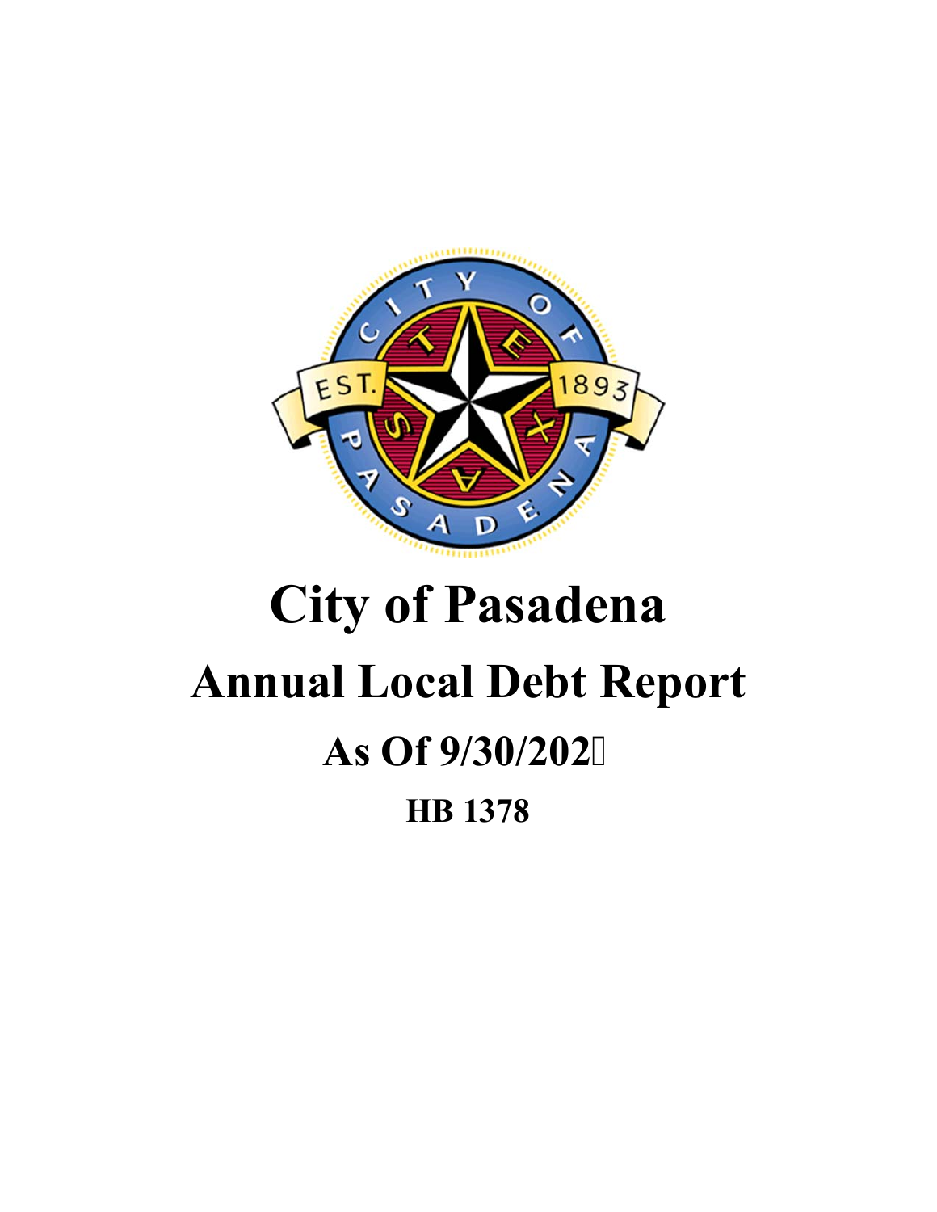# City of Pasadena

## Annual Local Debt Report

### As Of 9/30/202

### HB 1378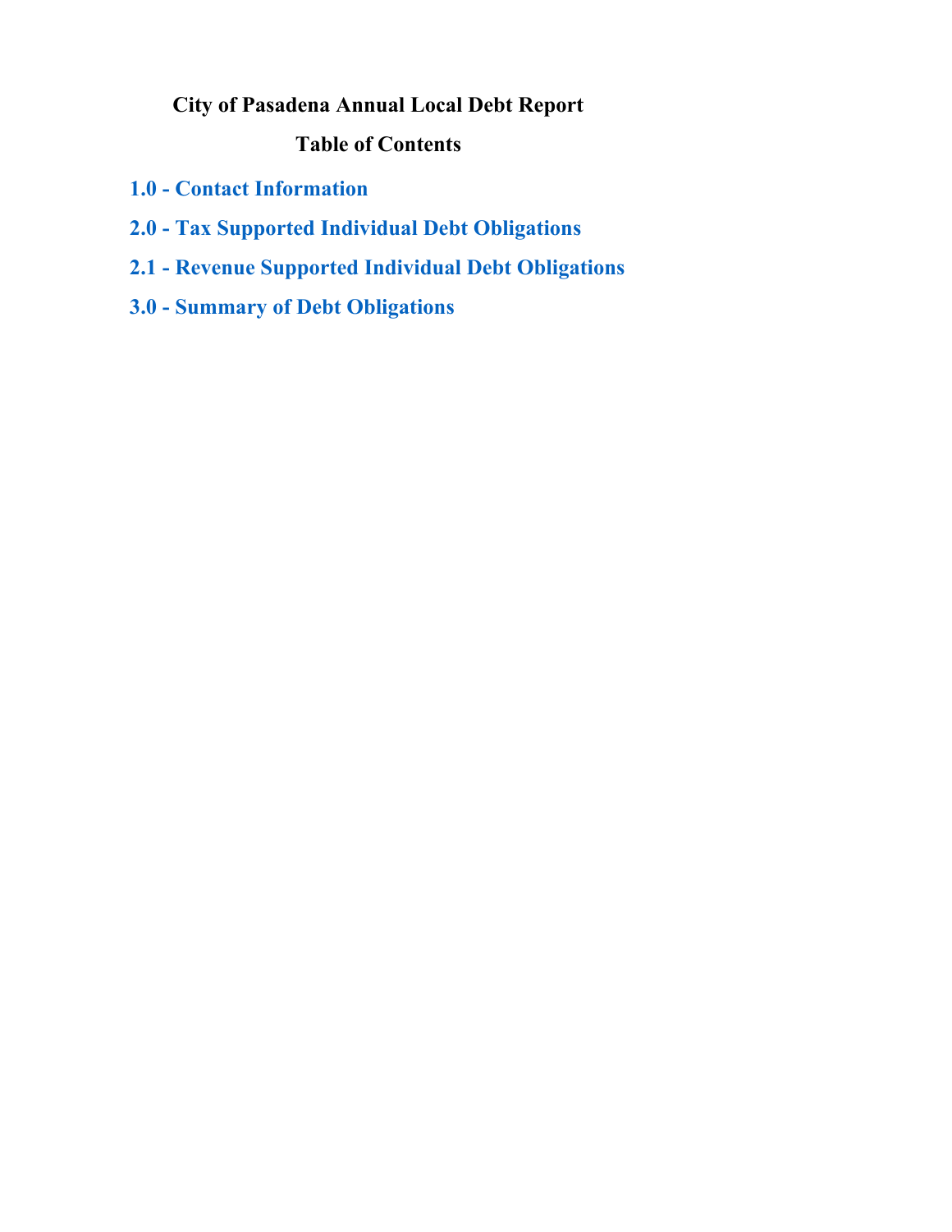# City of Pasadena Annual Local Debt Report

## Table of Contents

**1.0 - Contact Information**

**2.0 - Tax Supported Individual Debt Obligations**

**2.1 - Revenue Supported Individual Debt Obligations**

**3.0 - Summary of Debt Obligations**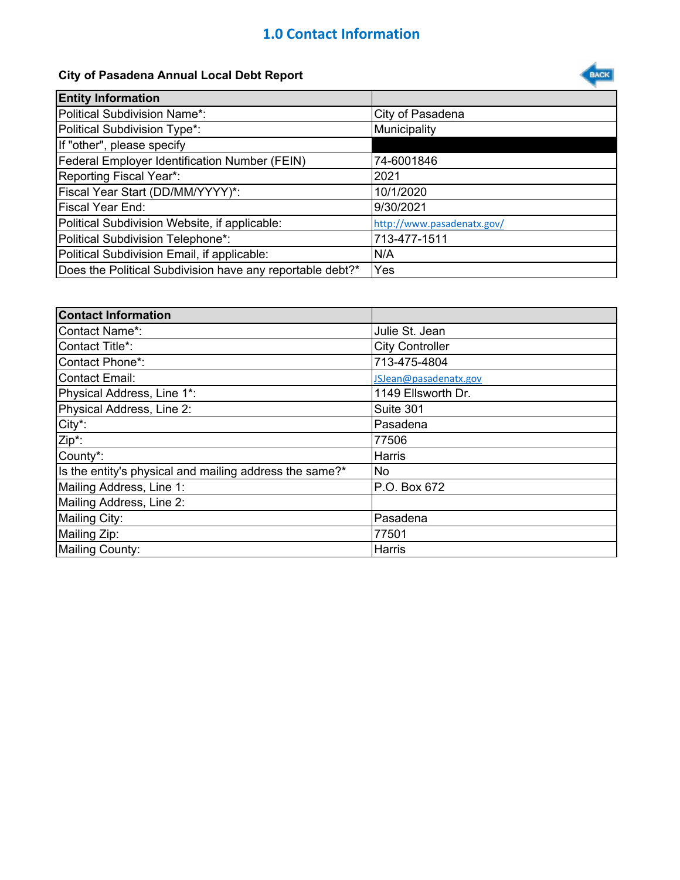# 1.0 Contact Information

**City of Pasadena Annual Local Debt Report**

| Entity Information | |
|---|---|
| Political Subdivision Name*: | City of Pasadena |
| Political Subdivision Type*: | Municipality |
| If "other", please specify | |
| Federal Employer Identification Number (FEIN) | 74-6001846 |
| Reporting Fiscal Year*: | 2021 |
| Fiscal Year Start (DD/MM/YYYY)*: | 10/1/2020 |
| Fiscal Year End: | 9/30/2021 |
| Political Subdivision Website, if applicable: | http://www.pasadenatx.gov/ |
| Political Subdivision Telephone*: | 713-477-1511 |
| Political Subdivision Email, if applicable: | N/A |
| Does the Political Subdivision have any reportable debt?* | Yes |

| Contact Information | |
|---|---|
| Contact Name*: | Julie St. Jean |
| Contact Title*: | City Controller |
| Contact Phone*: | 713-475-4804 |
| Contact Email: | JSJean@pasadenatx.gov |
| Physical Address, Line 1*: | 1149 Ellsworth Dr. |
| Physical Address, Line 2: | Suite 301 |
| City*: | Pasadena |
| Zip*: | 77506 |
| County*: | Harris |
| Is the entity's physical and mailing address the same?* | No |
| Mailing Address, Line 1: | P.O. Box 672 |
| Mailing Address, Line 2: | |
| Mailing City: | Pasadena |
| Mailing Zip: | 77501 |
| Mailing County: | Harris |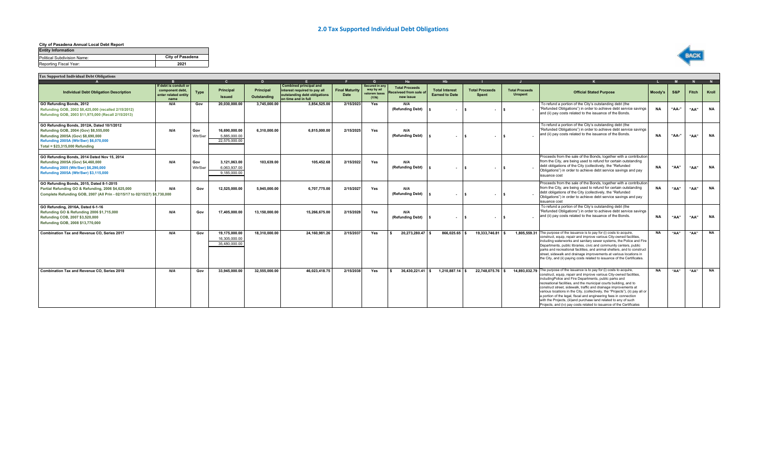# 2.0 Tax Supported Individual Debt Obligations

**City of Pasadena Annual Local Debt Report**

| Entity Information | |
|---|---|
| Political Subdivision Name: | City of Pasadena |
| Reporting Fiscal Year: | 2021 |

**Tax Supported Individual Debt Obligations**

| A | B | | C | D | E | F | G | Ha | Hb | I | J | K | L | M | N | N |
|---|---|---|---|---|---|---|---|---|---|---|---|---|---|---|---|---|
| Individual Debt Obligation Description | If debt is conduit or component debt, enter related entity name | Type | Principal Issued | Principal Outstanding | Combined principal and interest required to pay all outstanding debt obligations on time and in full | Final Maturity Date | Secured in any way by ad valorem taxes (Y/N) | Total Proceeds Received from sale of new issue | Total Interest Earned to Date | Total Proceeds Spent | Total Proceeds Unspent | Official Stated Purpose | Moody's | S&P | Fitch | Kroll |
| **GO Refunding Bonds, 2012**<br>Refunding GOB, 2002 $8,425,000 (recalled 2/15/2012)<br>Refunding GOB, 2003 $11,975,000 (Recall 2/15/2013) | N/A | Gov | 20,030,000.00 | 3,745,000.00 | 3,854,525.00 | 2/15/2023 | Yes | N/A (Refunding Debt) | $ - | $ - | $ - | To refund a portion of the City's outstanding debt (the "Refunded Obligations") in order to achieve debt service savings and (ii) pay costs related to the issuance of the Bonds. | NA | "AA-" | "AA" | NA |
| **GO Refunding Bonds, 2012A, Dated 10/1/2012**<br>Refunding GOB, 2004 (Gov) $8,555,000<br>Refunding GOB, 2005 $8,690,000<br>Refunding 2005A (Wtr/Swr) $6,070,000<br>Total = $23,315,000 Refunding | N/A | Gov<br>Wtr/Swr | 16,690,000.00<br>5,885,000.00<br>22,575,000.00 | 6,310,000.00 | 6,815,000.00 | 2/15/2025 | Yes | N/A (Refunding Debt) | $ - | $ - | $ - | To refund a portion of the City's outstanding debt (the "Refunded Obligations") in order to achieve debt service savings and (ii) pay costs related to the issuance of the Bonds. | NA | "AA-" | "AA" | NA |
| **GO Refunding Bonds, 2014 Dated Nov 15, 2014**<br>Refunding 2005A (Gov) $4,460,000<br>Refunding 2005 (Wtr/Swr) $6,290,000<br>Refunding 2005A (Wtr/Swr) $3,115,000 | N/A | Gov<br>Wtr/Swr | 3,121,063.00<br>6,063,937.00<br>9,185,000.00 | 103,639.00 | 105,452.68 | 2/15/2022 | Yes | N/A (Refunding Debt) | $ - | $ - | $ - | Proceeds from the sale of the Bonds, together with a contribution from the City, are being used to refund for certain outstanding debt obligations of the City (collectively, the "Refunded Obligations") in order to achieve debt service savings and pay issuance cost | NA | "AA" | "AA" | NA |
| **GO Refunding Bonds, 2015, Dated 8-1-2015**<br>Partial Refunding GO & Refunding, 2006 $4,625,000<br>Complete Refunding GOB, 2007 (All Prin - 02/15/17 to 02/15/27) $8,730,000 | N/A | Gov | 12,525,000.00 | 5,945,000.00 | 6,707,775.00 | 2/15/2027 | Yes | N/A (Refunding Debt) | $ - | $ - | $ - | Proceeds from the sale of the Bonds, together with a contribution from the City, are being used to refund for certain outstanding debt obligations of the City (collectively, the "Refunded Obligations") in order to achieve debt service savings and pay issuance cost | NA | "AA" | "AA" | NA |
| **GO Refunding, 2016A, Dated 6-1-16**<br>Refunding GO & Refunding 2006 $1,715,000<br>Refunding COB, 2007 $3,520,000<br>Refunding GOB, 2008 $13,770,000 | N/A | Gov | 17,405,000.00 | 13,150,000.00 | 15,266,675.00 | 2/15/2028 | Yes | N/A (Refunding Debt) | $ - | $ - | $ - | To refund a portion of the City's outstanding debt (the "Refunded Obligations") in order to achieve debt service savings and (ii) pay costs related to the issuance of the Bonds. | NA | "AA" | "AA" | NA |
| **Combination Tax and Revenue CO, Series 2017** | N/A | Gov | 19,175,000.00<br>16,305,000.00<br>35,480,000.00 | 18,310,000.00 | 24,160,981.26 | 2/15/2037 | Yes | $ 20,273,280.47 | $ 866,025.65 | $ 19,333,746.81 | $ 1,805,559.31 | The purpose of the issuance is to pay for (i) costs to acquire, construct, equip, repair and improve various City-owned facilities, including waterworks and sanitary sewer systems, the Police and Fire Departments, public libraries, civic and community centers, public parks and recreational facilities, and animal shelters, and to construct street, sidewalk and drainage improvements at various locations in the City, and (ii) paying costs related to issuance of the Certificates. | NA | "AA" | "AA" | NA |
| **Combination Tax and Revenue CO, Series 2018** | N/A | Gov | 33,945,000.00 | 32,555,000.00 | 46,023,418.75 | 2/15/2038 | Yes | $ 36,430,221.41 | $ 1,210,887.14 | $ 22,748,075.76 | $ 14,893,032.79 | The purpose of the issuance is to pay for (i) costs to acquire, construct, equip, repair and improve various City-owned facilities, includingPolice and Fire Departments, public parks and recreational facilities, and the municipal courts building, and to construct street, sidewalk, traffic and drainage improvements at various locations in the City, (collectively, the "Projects"), (ii) pay all or a portion of the legal, fiscal and engineering fees in connection with the Projects, (iii)and purchase land related to any of such Projects, and (iv) pay costs related to issuance of the Certificates | NA | "AA" | "AA" | NA |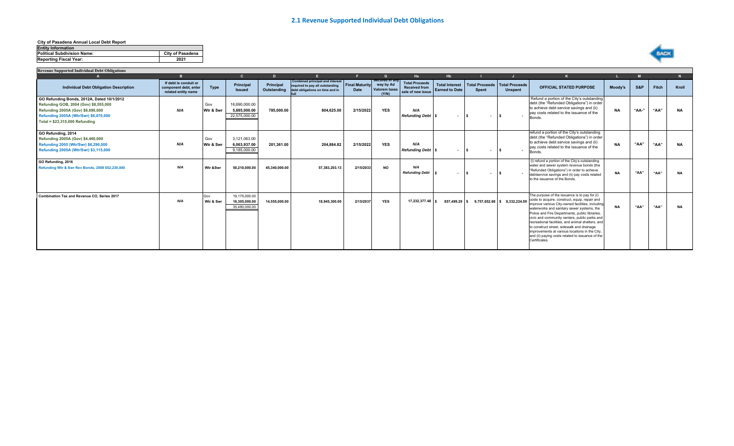## 2.1 Revenue Supported Individual Debt Obligations

**City of Pasadena Annual Local Debt Report**

| Entity Information | |
|---|---|
| **Political Subdivision Name:** | **City of Pasadena** |
| **Reporting Fiscal Year:** | **2021** |

BACK

**Revenue Supported Individual Debt Obligations**

| A | B | | C | D | E | F | G | Ha | Hb | I | J | K | L | M | | N |
|---|---|---|---|---|---|---|---|---|---|---|---|---|---|---|---|---|
| **Individual Debt Obligation Description** | **If debt is conduit or component debt, enter related entity name** | **Type** | **Principal Issued** | **Principal Outstanding** | **Combined principal and interest required to pay all outstanding debt obligations on time and in full** | **Final Maturity Date** | **Secured in any way by Ad Valorem taxes (Y/N)** | **Total Proceeds Received from sale of new issue** | **Total Interest Earned to Date** | **Total Proceeds Spent** | **Total Proceeds Unspent** | **OFFICIAL STATED PURPOSE** | **Moody's** | **S&P** | **Fitch** | **Kroll** |
| **GO Refunding Bonds, 2012A, Dated 10/1/2012**<br>**Refunding GOB, 2004 (Gov) $8,555,000**<br>**Refunding 2005A (Gov) $8,690,000**<br>**Refunding 2005A (Wtr/Swr) $6,070,000**<br>**Total = $23,315,000 Refunding** | ***N/A*** | Gov<br>**Wtr & Swr** | 16,690,000.00<br>**5,885,000.00**<br>22,575,000.00 | **785,000.00** | **804,625.00** | **2/15/2022** | **YES** | ***N/A***<br>***Refunding Debt*** | $ - | $ - | $ - | Refund a portion of the City's outstanding debt (the "Refunded Obligations") in order to achieve debt service savings and (ii) pay costs related to the issuance of the Bonds. | **NA** | **"AA-"** | **"AA"** | **NA** |
| **GO Refunding, 2014**<br>**Refunding 2005A (Gov) $4,460,000**<br>**Refunding 2005 (Wtr/Swr) $6,290,000**<br>**Refunding 2005A (Wtr/Swr) $3,115,000** | ***N/A*** | Gov<br>**Wtr & Swr** | 3,121,063.00<br>**6,063,937.00**<br>9,185,000.00 | **201,361.00** | **204,884.82** | **2/15/2022** | **YES** | ***N/A***<br>***Refunding Debt*** | $ - | $ - | $ - | refund a portion of the City's outstanding debt (the "Refunded Obligations") in order to achieve debt service savings and (ii) pay costs related to the issuance of the Bonds. | **NA** | **"AA"** | **"AA"** | **NA** |
| **GO Refunding, 2016**<br>**Refunding Wtr & Swr Rev Bonds, 2008 $52,230,000** | ***N/A*** | **Wtr &Swr** | **50,210,000.00** | **45,340,000.00** | **57,383,203.13** | **2/15/2033** | **NO** | ***N/A***<br>***Refunding Debt*** | $ - | $ - | $ - | (i) refund a portion of the City's outstanding water and sewer system revenue bonds (the "Refunded Obligations") in order to achieve debtservice savings and (ii) pay costs related to the issuance of the Bonds. | **NA** | **"AA"** | **"AA"** | **NA** |
| **Combination Tax and Revenue CO, Series 2017** | ***N/A*** | Gov<br>**Wtr & Swr** | 19,175,000.00<br>**16,305,000.00**<br>35,480,000.00 | **14,555,000.00** | **18,945,300.00** | **2/15/2037** | **YES** | **17,232,377.48** | $ 857,499.29 | $ 9,757,652.68 | $ 8,332,224.09 | The purpose of the issuance is to pay for (i) costs to acquire, construct, equip, repair and improve various City-owned facilities, including waterworks and sanitary sewer systems, the Police and Fire Departments, public libraries, civic and community centers, public parks and recreational facilities, and animal shelters, and to construct street, sidewalk and drainage improvements at various locations in the City, and (ii) paying costs related to issuance of the Certificates. | **NA** | **"AA"** | **"AA"** | **NA** |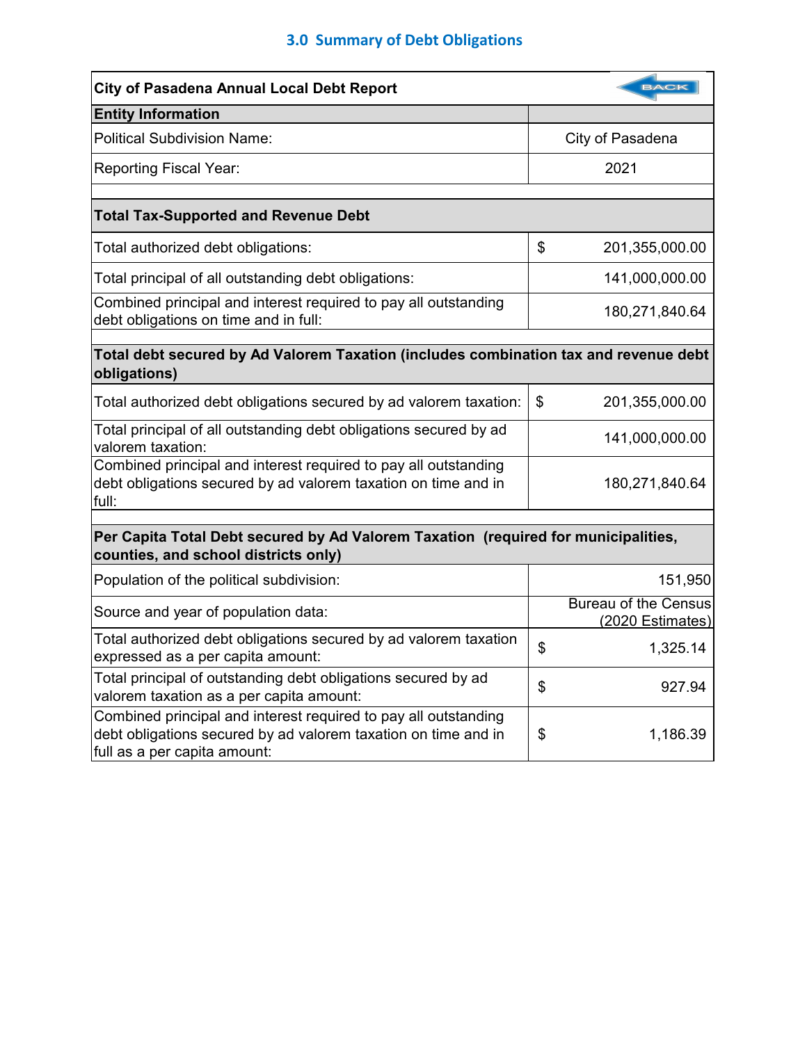## 3.0 Summary of Debt Obligations

| City of Pasadena Annual Local Debt Report | |
|---|---|
| **Entity Information** | |
| Political Subdivision Name: | City of Pasadena |
| Reporting Fiscal Year: | 2021 |
| | |
| **Total Tax-Supported and Revenue Debt** | |
| Total authorized debt obligations: | $ 201,355,000.00 |
| Total principal of all outstanding debt obligations: | 141,000,000.00 |
| Combined principal and interest required to pay all outstanding debt obligations on time and in full: | 180,271,840.64 |
| | |
| **Total debt secured by Ad Valorem Taxation (includes combination tax and revenue debt obligations)** | |
| Total authorized debt obligations secured by ad valorem taxation: | $ 201,355,000.00 |
| Total principal of all outstanding debt obligations secured by ad valorem taxation: | 141,000,000.00 |
| Combined principal and interest required to pay all outstanding debt obligations secured by ad valorem taxation on time and in full: | 180,271,840.64 |
| | |
| **Per Capita Total Debt secured by Ad Valorem Taxation (required for municipalities, counties, and school districts only)** | |
| Population of the political subdivision: | 151,950 |
| Source and year of population data: | Bureau of the Census (2020 Estimates) |
| Total authorized debt obligations secured by ad valorem taxation expressed as a per capita amount: | $ 1,325.14 |
| Total principal of outstanding debt obligations secured by ad valorem taxation as a per capita amount: | $ 927.94 |
| Combined principal and interest required to pay all outstanding debt obligations secured by ad valorem taxation on time and in full as a per capita amount: | $ 1,186.39 |